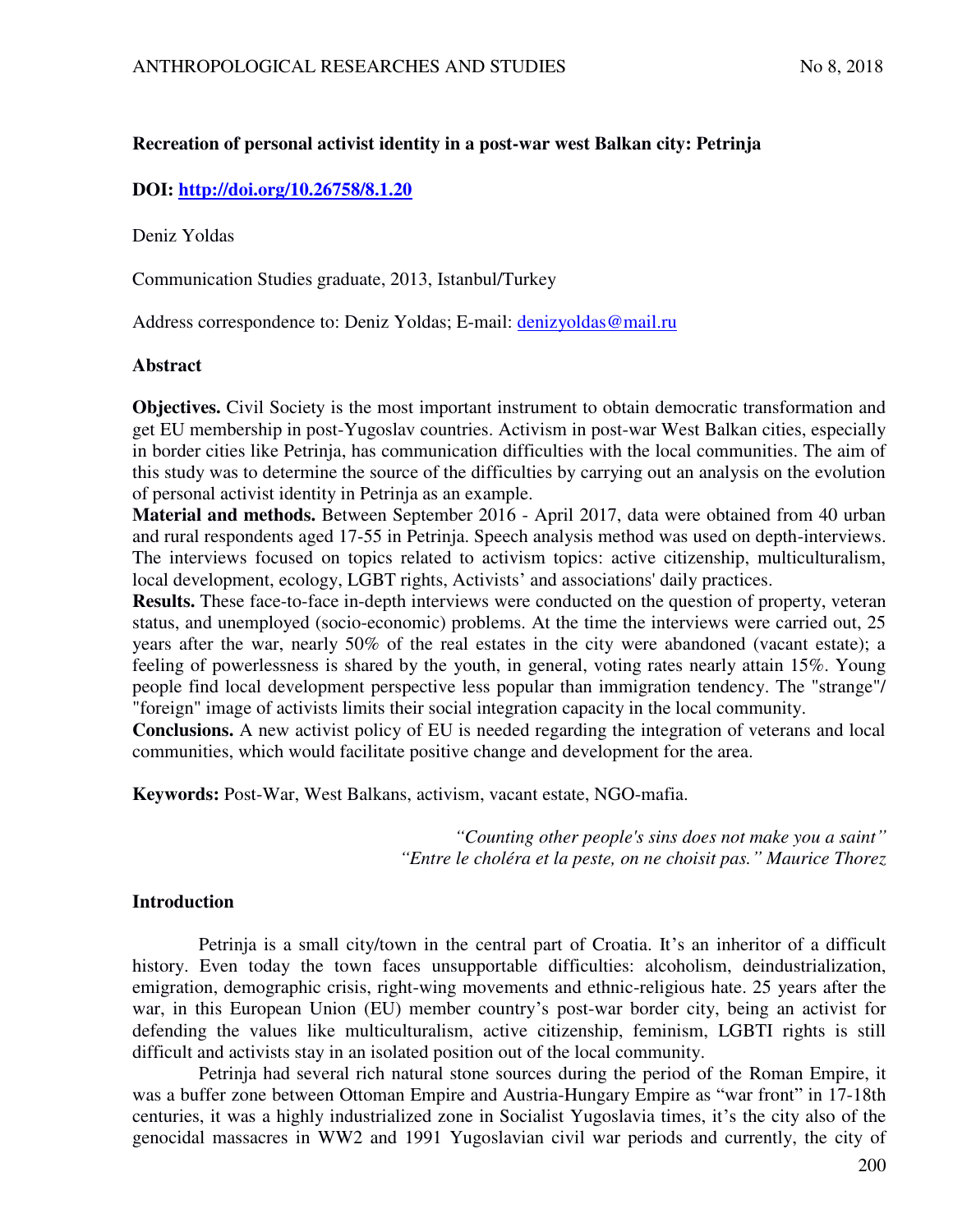# Recreation of personal activist identity in a post-war west Balkan city: Petrinja

**DOI:** **[http://doi.org/10.26758/8.1.20](http://doi.org/10.26758/8.1.20)**

Deniz Yoldas

Communication Studies graduate, 2013, Istanbul/Turkey

Address correspondence to: Deniz Yoldas; E-mail: [denizyoldas@mail.ru](mailto:denizyoldas@mail.ru)

## Abstract

**Objectives.** Civil Society is the most important instrument to obtain democratic transformation and get EU membership in post-Yugoslav countries. Activism in post-war West Balkan cities, especially in border cities like Petrinja, has communication difficulties with the local communities. The aim of this study was to determine the source of the difficulties by carrying out an analysis on the evolution of personal activist identity in Petrinja as an example.

**Material and methods.** Between September 2016 - April 2017, data were obtained from 40 urban and rural respondents aged 17-55 in Petrinja. Speech analysis method was used on depth-interviews. The interviews focused on topics related to activism topics: active citizenship, multiculturalism, local development, ecology, LGBT rights, Activists' and associations' daily practices.

**Results.** These face-to-face in-depth interviews were conducted on the question of property, veteran status, and unemployed (socio-economic) problems. At the time the interviews were carried out, 25 years after the war, nearly 50% of the real estates in the city were abandoned (vacant estate); a feeling of powerlessness is shared by the youth, in general, voting rates nearly attain 15%. Young people find local development perspective less popular than immigration tendency. The "strange"/ "foreign" image of activists limits their social integration capacity in the local community.

**Conclusions.** A new activist policy of EU is needed regarding the integration of veterans and local communities, which would facilitate positive change and development for the area.

**Keywords:** Post-War, West Balkans, activism, vacant estate, NGO-mafia.

*"Counting other people's sins does not make you a saint"*
*"Entre le choléra et la peste, on ne choisit pas." Maurice Thorez*

## Introduction

Petrinja is a small city/town in the central part of Croatia. It's an inheritor of a difficult history. Even today the town faces unsupportable difficulties: alcoholism, deindustrialization, emigration, demographic crisis, right-wing movements and ethnic-religious hate. 25 years after the war, in this European Union (EU) member country's post-war border city, being an activist for defending the values like multiculturalism, active citizenship, feminism, LGBTI rights is still difficult and activists stay in an isolated position out of the local community.

Petrinja had several rich natural stone sources during the period of the Roman Empire, it was a buffer zone between Ottoman Empire and Austria-Hungary Empire as "war front" in 17-18th centuries, it was a highly industrialized zone in Socialist Yugoslavia times, it's the city also of the genocidal massacres in WW2 and 1991 Yugoslavian civil war periods and currently, the city of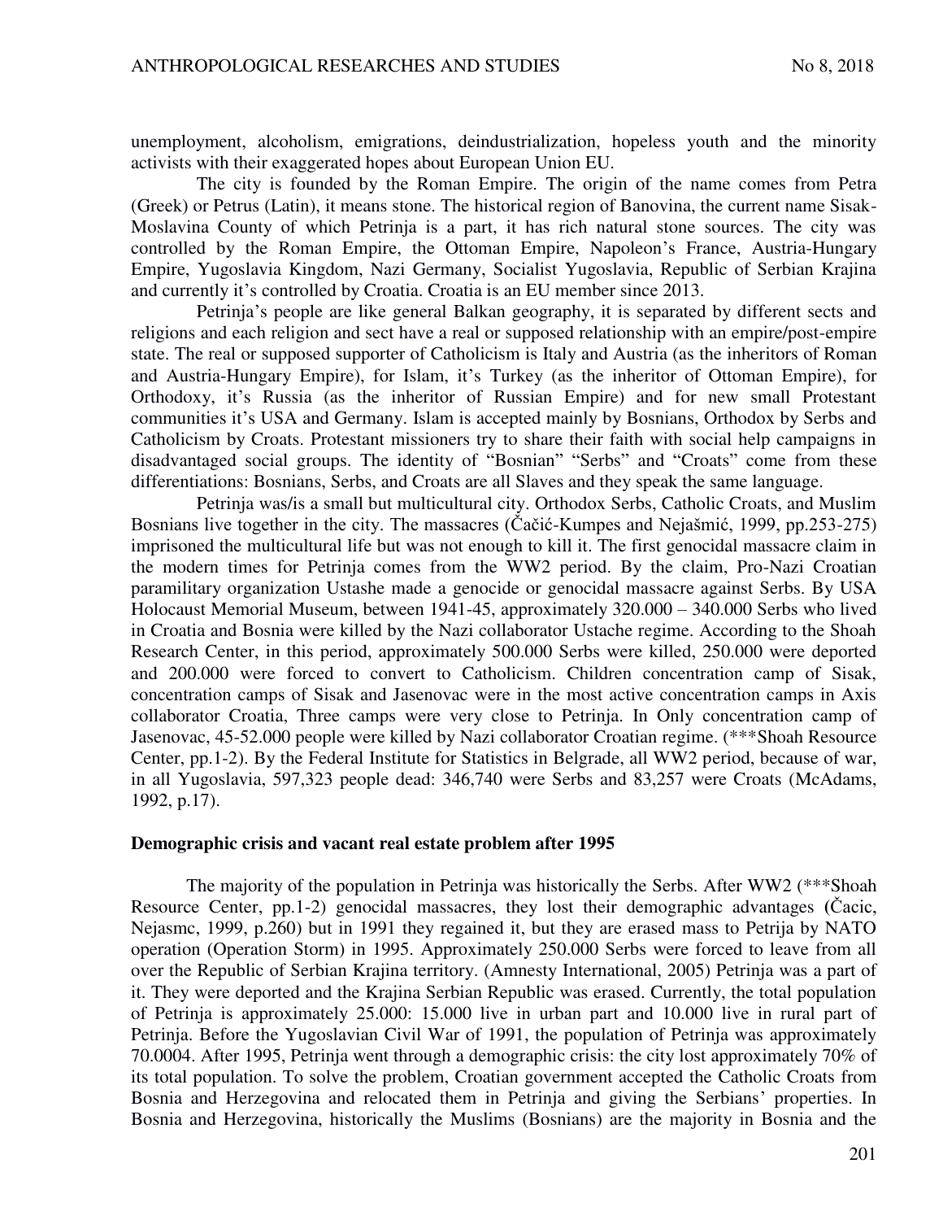unemployment, alcoholism, emigrations, deindustrialization, hopeless youth and the minority activists with their exaggerated hopes about European Union EU.

The city is founded by the Roman Empire. The origin of the name comes from Petra (Greek) or Petrus (Latin), it means stone. The historical region of Banovina, the current name Sisak-Moslavina County of which Petrinja is a part, it has rich natural stone sources. The city was controlled by the Roman Empire, the Ottoman Empire, Napoleon's France, Austria-Hungary Empire, Yugoslavia Kingdom, Nazi Germany, Socialist Yugoslavia, Republic of Serbian Krajina and currently it's controlled by Croatia. Croatia is an EU member since 2013.

Petrinja's people are like general Balkan geography, it is separated by different sects and religions and each religion and sect have a real or supposed relationship with an empire/post-empire state. The real or supposed supporter of Catholicism is Italy and Austria (as the inheritors of Roman and Austria-Hungary Empire), for Islam, it's Turkey (as the inheritor of Ottoman Empire), for Orthodoxy, it's Russia (as the inheritor of Russian Empire) and for new small Protestant communities it's USA and Germany. Islam is accepted mainly by Bosnians, Orthodox by Serbs and Catholicism by Croats. Protestant missioners try to share their faith with social help campaigns in disadvantaged social groups. The identity of "Bosnian" "Serbs" and "Croats" come from these differentiations: Bosnians, Serbs, and Croats are all Slaves and they speak the same language.

Petrinja was/is a small but multicultural city. Orthodox Serbs, Catholic Croats, and Muslim Bosnians live together in the city. The massacres (Čačić-Kumpes and Nejašmić, 1999, pp.253-275) imprisoned the multicultural life but was not enough to kill it. The first genocidal massacre claim in the modern times for Petrinja comes from the WW2 period. By the claim, Pro-Nazi Croatian paramilitary organization Ustashe made a genocide or genocidal massacre against Serbs. By USA Holocaust Memorial Museum, between 1941-45, approximately 320.000 – 340.000 Serbs who lived in Croatia and Bosnia were killed by the Nazi collaborator Ustache regime. According to the Shoah Research Center, in this period, approximately 500.000 Serbs were killed, 250.000 were deported and 200.000 were forced to convert to Catholicism. Children concentration camp of Sisak, concentration camps of Sisak and Jasenovac were in the most active concentration camps in Axis collaborator Croatia, Three camps were very close to Petrinja. In Only concentration camp of Jasenovac, 45-52.000 people were killed by Nazi collaborator Croatian regime. (***Shoah Resource Center, pp.1-2). By the Federal Institute for Statistics in Belgrade, all WW2 period, because of war, in all Yugoslavia, 597,323 people dead: 346,740 were Serbs and 83,257 were Croats (McAdams, 1992, p.17).

**Demographic crisis and vacant real estate problem after 1995**

The majority of the population in Petrinja was historically the Serbs. After WW2 (***Shoah Resource Center, pp.1-2) genocidal massacres, they lost their demographic advantages (Čacic, Nejasmc, 1999, p.260) but in 1991 they regained it, but they are erased mass to Petrija by NATO operation (Operation Storm) in 1995. Approximately 250.000 Serbs were forced to leave from all over the Republic of Serbian Krajina territory. (Amnesty International, 2005) Petrinja was a part of it. They were deported and the Krajina Serbian Republic was erased. Currently, the total population of Petrinja is approximately 25.000: 15.000 live in urban part and 10.000 live in rural part of Petrinja. Before the Yugoslavian Civil War of 1991, the population of Petrinja was approximately 70.0004. After 1995, Petrinja went through a demographic crisis: the city lost approximately 70% of its total population. To solve the problem, Croatian government accepted the Catholic Croats from Bosnia and Herzegovina and relocated them in Petrinja and giving the Serbians' properties. In Bosnia and Herzegovina, historically the Muslims (Bosnians) are the majority in Bosnia and the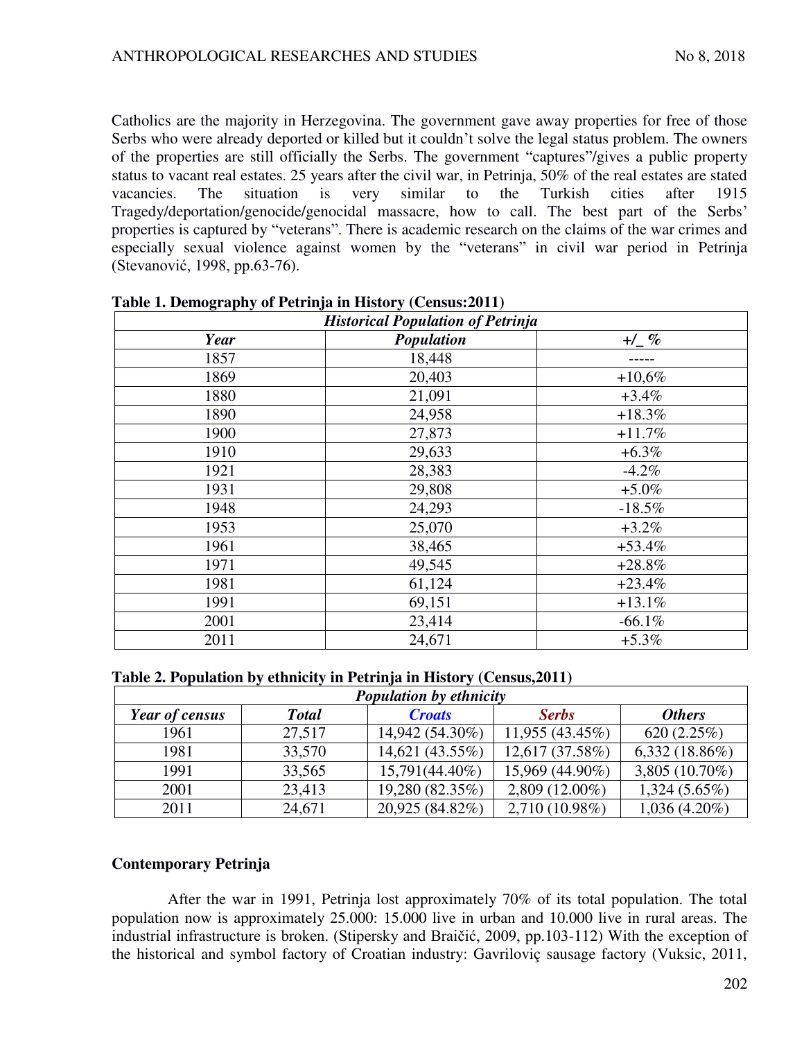Catholics are the majority in Herzegovina. The government gave away properties for free of those Serbs who were already deported or killed but it couldn't solve the legal status problem. The owners of the properties are still officially the Serbs. The government "captures"/gives a public property status to vacant real estates. 25 years after the civil war, in Petrinja, 50% of the real estates are stated vacancies. The situation is very similar to the Turkish cities after 1915 Tragedy/deportation/genocide/genocidal massacre, how to call. The best part of the Serbs' properties is captured by "veterans". There is academic research on the claims of the war crimes and especially sexual violence against women by the "veterans" in civil war period in Petrinja (Stevanović, 1998, pp.63-76).

**Table 1. Demography of Petrinja in History (Census:2011)**

| ***Historical Population of Petrinja*** | | |
|---|---|---|
| ***Year*** | ***Population*** | ***+/_ %*** |
| 1857 | 18,448 | ----- |
| 1869 | 20,403 | +10,6% |
| 1880 | 21,091 | +3.4% |
| 1890 | 24,958 | +18.3% |
| 1900 | 27,873 | +11.7% |
| 1910 | 29,633 | +6.3% |
| 1921 | 28,383 | -4.2% |
| 1931 | 29,808 | +5.0% |
| 1948 | 24,293 | -18.5% |
| 1953 | 25,070 | +3.2% |
| 1961 | 38,465 | +53.4% |
| 1971 | 49,545 | +28.8% |
| 1981 | 61,124 | +23.4% |
| 1991 | 69,151 | +13.1% |
| 2001 | 23,414 | -66.1% |
| 2011 | 24,671 | +5.3% |

**Table 2. Population by ethnicity in Petrinja in History (Census,2011)**

| ***Population by ethnicity*** | | | | |
|---|---|---|---|---|
| ***Year of census*** | ***Total*** | ***Croats*** | ***Serbs*** | ***Others*** |
| 1961 | 27,517 | 14,942 (54.30%) | 11,955 (43.45%) | 620 (2.25%) |
| 1981 | 33,570 | 14,621 (43.55%) | 12,617 (37.58%) | 6,332 (18.86%) |
| 1991 | 33,565 | 15,791(44.40%) | 15,969 (44.90%) | 3,805 (10.70%) |
| 2001 | 23,413 | 19,280 (82.35%) | 2,809 (12.00%) | 1,324 (5.65%) |
| 2011 | 24,671 | 20,925 (84.82%) | 2,710 (10.98%) | 1,036 (4.20%) |

## Contemporary Petrinja

After the war in 1991, Petrinja lost approximately 70% of its total population. The total population now is approximately 25.000: 15.000 live in urban and 10.000 live in rural areas. The industrial infrastructure is broken. (Stipersky and Braičić, 2009, pp.103-112) With the exception of the historical and symbol factory of Croatian industry: Gavriloviç sausage factory (Vuksic, 2011,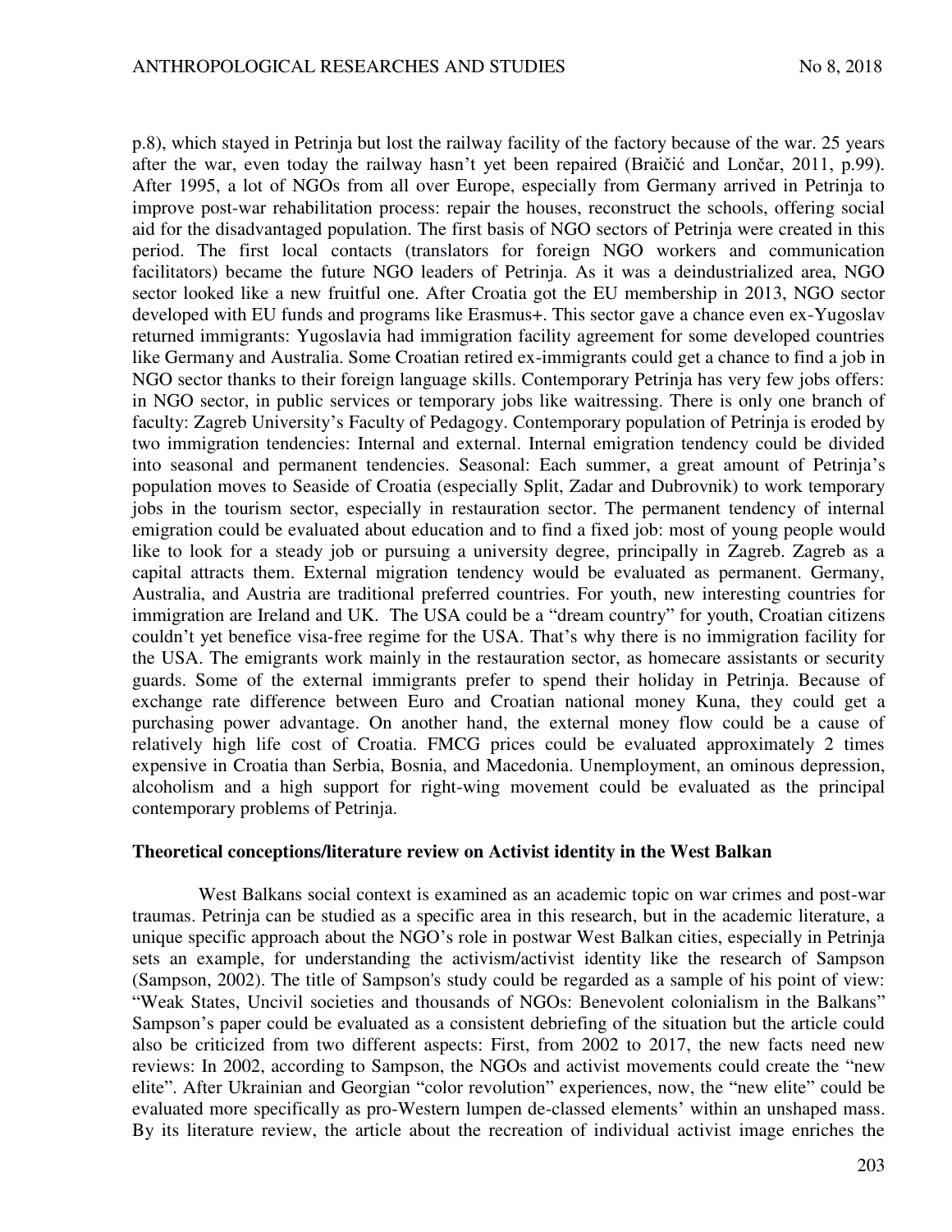p.8), which stayed in Petrinja but lost the railway facility of the factory because of the war. 25 years after the war, even today the railway hasn't yet been repaired (Braičić and Lončar, 2011, p.99). After 1995, a lot of NGOs from all over Europe, especially from Germany arrived in Petrinja to improve post-war rehabilitation process: repair the houses, reconstruct the schools, offering social aid for the disadvantaged population. The first basis of NGO sectors of Petrinja were created in this period. The first local contacts (translators for foreign NGO workers and communication facilitators) became the future NGO leaders of Petrinja. As it was a deindustrialized area, NGO sector looked like a new fruitful one. After Croatia got the EU membership in 2013, NGO sector developed with EU funds and programs like Erasmus+. This sector gave a chance even ex-Yugoslav returned immigrants: Yugoslavia had immigration facility agreement for some developed countries like Germany and Australia. Some Croatian retired ex-immigrants could get a chance to find a job in NGO sector thanks to their foreign language skills. Contemporary Petrinja has very few jobs offers: in NGO sector, in public services or temporary jobs like waitressing. There is only one branch of faculty: Zagreb University's Faculty of Pedagogy. Contemporary population of Petrinja is eroded by two immigration tendencies: Internal and external. Internal emigration tendency could be divided into seasonal and permanent tendencies. Seasonal: Each summer, a great amount of Petrinja's population moves to Seaside of Croatia (especially Split, Zadar and Dubrovnik) to work temporary jobs in the tourism sector, especially in restauration sector. The permanent tendency of internal emigration could be evaluated about education and to find a fixed job: most of young people would like to look for a steady job or pursuing a university degree, principally in Zagreb. Zagreb as a capital attracts them. External migration tendency would be evaluated as permanent. Germany, Australia, and Austria are traditional preferred countries. For youth, new interesting countries for immigration are Ireland and UK. The USA could be a "dream country" for youth, Croatian citizens couldn't yet benefice visa-free regime for the USA. That's why there is no immigration facility for the USA. The emigrants work mainly in the restauration sector, as homecare assistants or security guards. Some of the external immigrants prefer to spend their holiday in Petrinja. Because of exchange rate difference between Euro and Croatian national money Kuna, they could get a purchasing power advantage. On another hand, the external money flow could be a cause of relatively high life cost of Croatia. FMCG prices could be evaluated approximately 2 times expensive in Croatia than Serbia, Bosnia, and Macedonia. Unemployment, an ominous depression, alcoholism and a high support for right-wing movement could be evaluated as the principal contemporary problems of Petrinja.

**Theoretical conceptions/literature review on Activist identity in the West Balkan**

West Balkans social context is examined as an academic topic on war crimes and post-war traumas. Petrinja can be studied as a specific area in this research, but in the academic literature, a unique specific approach about the NGO's role in postwar West Balkan cities, especially in Petrinja sets an example, for understanding the activism/activist identity like the research of Sampson (Sampson, 2002). The title of Sampson's study could be regarded as a sample of his point of view: "Weak States, Uncivil societies and thousands of NGOs: Benevolent colonialism in the Balkans" Sampson's paper could be evaluated as a consistent debriefing of the situation but the article could also be criticized from two different aspects: First, from 2002 to 2017, the new facts need new reviews: In 2002, according to Sampson, the NGOs and activist movements could create the "new elite". After Ukrainian and Georgian "color revolution" experiences, now, the "new elite" could be evaluated more specifically as pro-Western lumpen de-classed elements' within an unshaped mass. By its literature review, the article about the recreation of individual activist image enriches the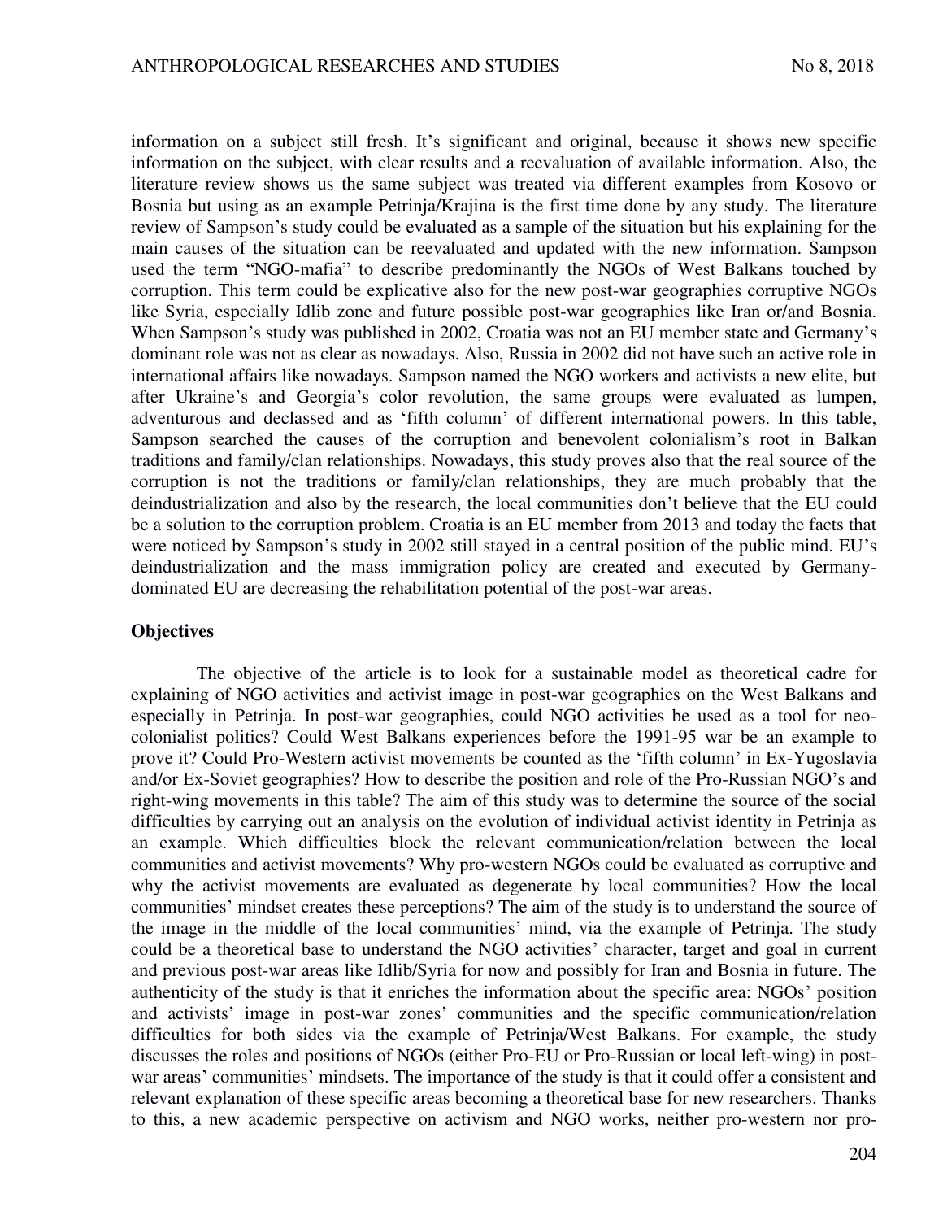information on a subject still fresh. It's significant and original, because it shows new specific information on the subject, with clear results and a reevaluation of available information. Also, the literature review shows us the same subject was treated via different examples from Kosovo or Bosnia but using as an example Petrinja/Krajina is the first time done by any study. The literature review of Sampson's study could be evaluated as a sample of the situation but his explaining for the main causes of the situation can be reevaluated and updated with the new information. Sampson used the term "NGO-mafia" to describe predominantly the NGOs of West Balkans touched by corruption. This term could be explicative also for the new post-war geographies corruptive NGOs like Syria, especially Idlib zone and future possible post-war geographies like Iran or/and Bosnia. When Sampson's study was published in 2002, Croatia was not an EU member state and Germany's dominant role was not as clear as nowadays. Also, Russia in 2002 did not have such an active role in international affairs like nowadays. Sampson named the NGO workers and activists a new elite, but after Ukraine's and Georgia's color revolution, the same groups were evaluated as lumpen, adventurous and declassed and as 'fifth column' of different international powers. In this table, Sampson searched the causes of the corruption and benevolent colonialism's root in Balkan traditions and family/clan relationships. Nowadays, this study proves also that the real source of the corruption is not the traditions or family/clan relationships, they are much probably that the deindustrialization and also by the research, the local communities don't believe that the EU could be a solution to the corruption problem. Croatia is an EU member from 2013 and today the facts that were noticed by Sampson's study in 2002 still stayed in a central position of the public mind. EU's deindustrialization and the mass immigration policy are created and executed by Germany-dominated EU are decreasing the rehabilitation potential of the post-war areas.

**Objectives**

The objective of the article is to look for a sustainable model as theoretical cadre for explaining of NGO activities and activist image in post-war geographies on the West Balkans and especially in Petrinja. In post-war geographies, could NGO activities be used as a tool for neo-colonialist politics? Could West Balkans experiences before the 1991-95 war be an example to prove it? Could Pro-Western activist movements be counted as the 'fifth column' in Ex-Yugoslavia and/or Ex-Soviet geographies? How to describe the position and role of the Pro-Russian NGO's and right-wing movements in this table? The aim of this study was to determine the source of the social difficulties by carrying out an analysis on the evolution of individual activist identity in Petrinja as an example. Which difficulties block the relevant communication/relation between the local communities and activist movements? Why pro-western NGOs could be evaluated as corruptive and why the activist movements are evaluated as degenerate by local communities? How the local communities' mindset creates these perceptions? The aim of the study is to understand the source of the image in the middle of the local communities' mind, via the example of Petrinja. The study could be a theoretical base to understand the NGO activities' character, target and goal in current and previous post-war areas like Idlib/Syria for now and possibly for Iran and Bosnia in future. The authenticity of the study is that it enriches the information about the specific area: NGOs' position and activists' image in post-war zones' communities and the specific communication/relation difficulties for both sides via the example of Petrinja/West Balkans. For example, the study discusses the roles and positions of NGOs (either Pro-EU or Pro-Russian or local left-wing) in post-war areas' communities' mindsets. The importance of the study is that it could offer a consistent and relevant explanation of these specific areas becoming a theoretical base for new researchers. Thanks to this, a new academic perspective on activism and NGO works, neither pro-western nor pro-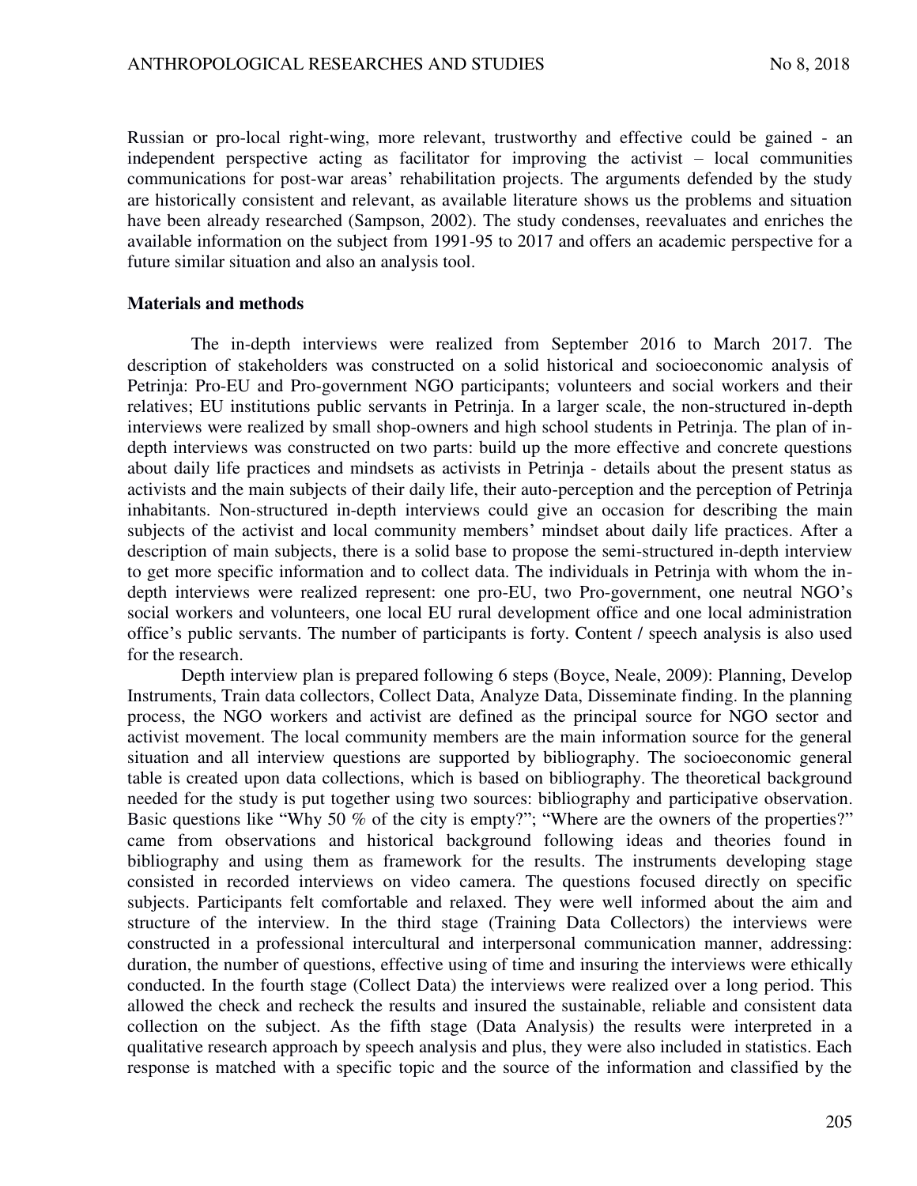Russian or pro-local right-wing, more relevant, trustworthy and effective could be gained - an independent perspective acting as facilitator for improving the activist – local communities communications for post-war areas' rehabilitation projects. The arguments defended by the study are historically consistent and relevant, as available literature shows us the problems and situation have been already researched (Sampson, 2002). The study condenses, reevaluates and enriches the available information on the subject from 1991-95 to 2017 and offers an academic perspective for a future similar situation and also an analysis tool.

**Materials and methods**

The in-depth interviews were realized from September 2016 to March 2017. The description of stakeholders was constructed on a solid historical and socioeconomic analysis of Petrinja: Pro-EU and Pro-government NGO participants; volunteers and social workers and their relatives; EU institutions public servants in Petrinja. In a larger scale, the non-structured in-depth interviews were realized by small shop-owners and high school students in Petrinja. The plan of in-depth interviews was constructed on two parts: build up the more effective and concrete questions about daily life practices and mindsets as activists in Petrinja - details about the present status as activists and the main subjects of their daily life, their auto-perception and the perception of Petrinja inhabitants. Non-structured in-depth interviews could give an occasion for describing the main subjects of the activist and local community members' mindset about daily life practices. After a description of main subjects, there is a solid base to propose the semi-structured in-depth interview to get more specific information and to collect data. The individuals in Petrinja with whom the in-depth interviews were realized represent: one pro-EU, two Pro-government, one neutral NGO's social workers and volunteers, one local EU rural development office and one local administration office's public servants. The number of participants is forty. Content / speech analysis is also used for the research.

Depth interview plan is prepared following 6 steps (Boyce, Neale, 2009): Planning, Develop Instruments, Train data collectors, Collect Data, Analyze Data, Disseminate finding. In the planning process, the NGO workers and activist are defined as the principal source for NGO sector and activist movement. The local community members are the main information source for the general situation and all interview questions are supported by bibliography. The socioeconomic general table is created upon data collections, which is based on bibliography. The theoretical background needed for the study is put together using two sources: bibliography and participative observation. Basic questions like "Why 50 % of the city is empty?"; "Where are the owners of the properties?" came from observations and historical background following ideas and theories found in bibliography and using them as framework for the results. The instruments developing stage consisted in recorded interviews on video camera. The questions focused directly on specific subjects. Participants felt comfortable and relaxed. They were well informed about the aim and structure of the interview. In the third stage (Training Data Collectors) the interviews were constructed in a professional intercultural and interpersonal communication manner, addressing: duration, the number of questions, effective using of time and insuring the interviews were ethically conducted. In the fourth stage (Collect Data) the interviews were realized over a long period. This allowed the check and recheck the results and insured the sustainable, reliable and consistent data collection on the subject. As the fifth stage (Data Analysis) the results were interpreted in a qualitative research approach by speech analysis and plus, they were also included in statistics. Each response is matched with a specific topic and the source of the information and classified by the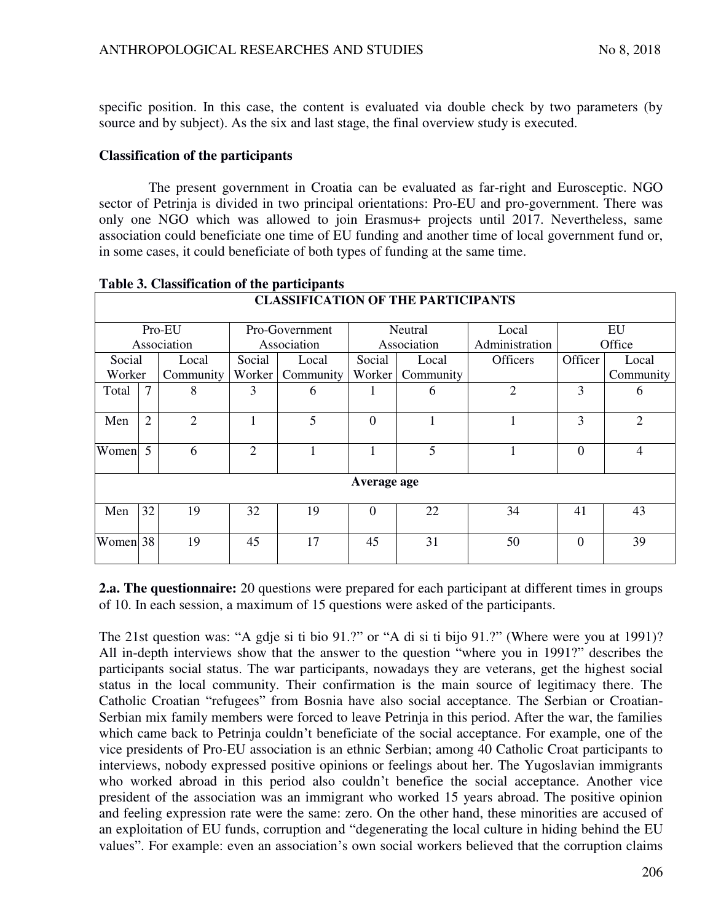specific position. In this case, the content is evaluated via double check by two parameters (by source and by subject). As the six and last stage, the final overview study is executed.

**Classification of the participants**

The present government in Croatia can be evaluated as far-right and Eurosceptic. NGO sector of Petrinja is divided in two principal orientations: Pro-EU and pro-government. There was only one NGO which was allowed to join Erasmus+ projects until 2017. Nevertheless, same association could beneficiate one time of EU funding and another time of local government fund or, in some cases, it could beneficiate of both types of funding at the same time.

**Table 3. Classification of the participants**

| CLASSIFICATION OF THE PARTICIPANTS | | | | | | | | | |
|---|---|---|---|---|---|---|---|---|---|
| Pro-EU Association | | | Pro-Government Association | | Neutral Association | | Local Administration | EU Office | |
| Social Worker | | Local Community | Social Worker | Local Community | Social Worker | Local Community | Officers | Officer | Local Community |
| Total | 7 | 8 | 3 | 6 | 1 | 6 | 2 | 3 | 6 |
| Men | 2 | 2 | 1 | 5 | 0 | 1 | 1 | 3 | 2 |
| Women | 5 | 6 | 2 | 1 | 1 | 5 | 1 | 0 | 4 |
| Average age | | | | | | | | | |
| Men | 32 | 19 | 32 | 19 | 0 | 22 | 34 | 41 | 43 |
| Women | 38 | 19 | 45 | 17 | 45 | 31 | 50 | 0 | 39 |

**2.a. The questionnaire:** 20 questions were prepared for each participant at different times in groups of 10. In each session, a maximum of 15 questions were asked of the participants.

The 21st question was: "A gdje si ti bio 91.?" or "A di si ti bijo 91.?" (Where were you at 1991)? All in-depth interviews show that the answer to the question "where you in 1991?" describes the participants social status. The war participants, nowadays they are veterans, get the highest social status in the local community. Their confirmation is the main source of legitimacy there. The Catholic Croatian "refugees" from Bosnia have also social acceptance. The Serbian or Croatian-Serbian mix family members were forced to leave Petrinja in this period. After the war, the families which came back to Petrinja couldn't beneficiate of the social acceptance. For example, one of the vice presidents of Pro-EU association is an ethnic Serbian; among 40 Catholic Croat participants to interviews, nobody expressed positive opinions or feelings about her. The Yugoslavian immigrants who worked abroad in this period also couldn't benefice the social acceptance. Another vice president of the association was an immigrant who worked 15 years abroad. The positive opinion and feeling expression rate were the same: zero. On the other hand, these minorities are accused of an exploitation of EU funds, corruption and "degenerating the local culture in hiding behind the EU values". For example: even an association's own social workers believed that the corruption claims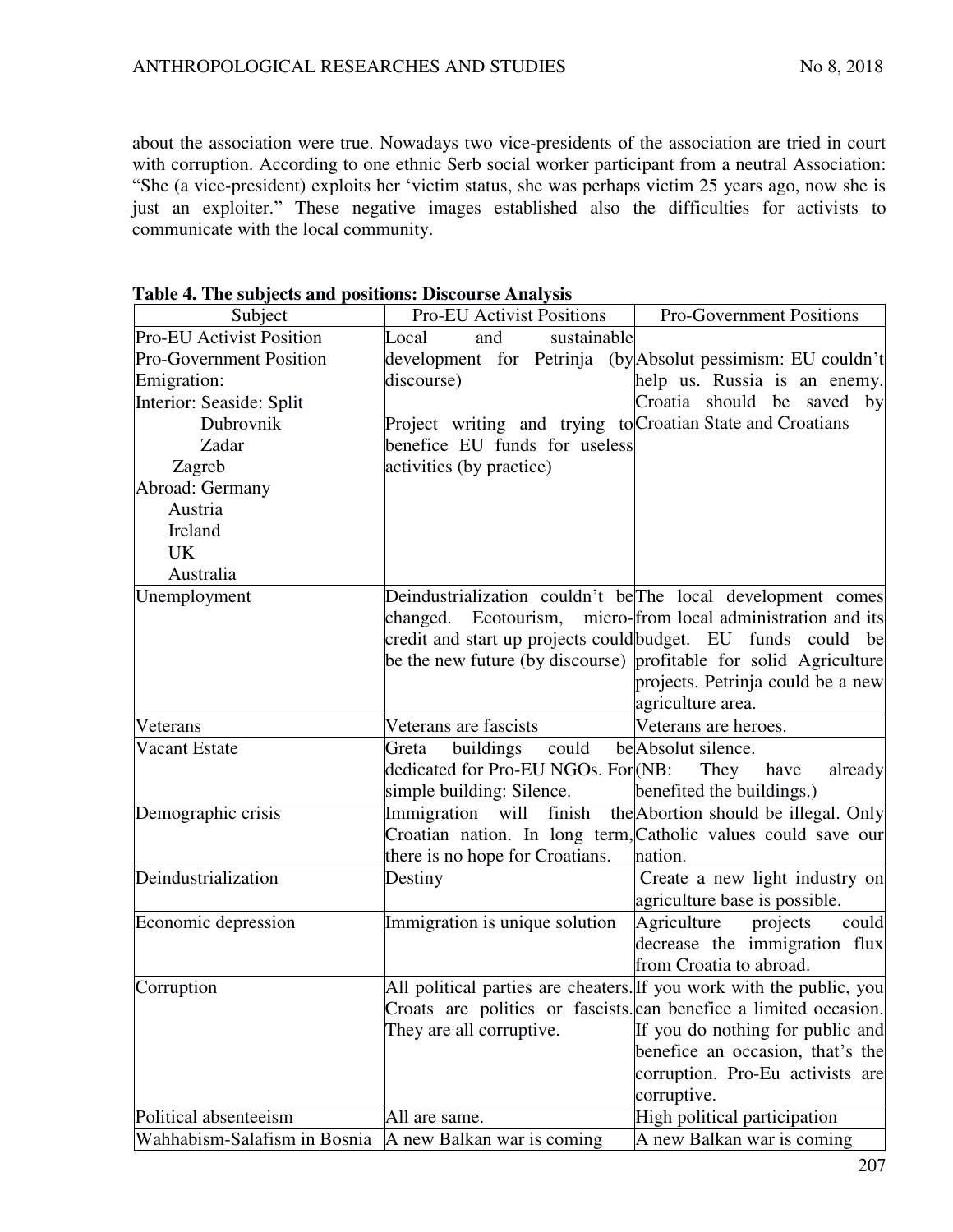about the association were true. Nowadays two vice-presidents of the association are tried in court with corruption. According to one ethnic Serb social worker participant from a neutral Association: "She (a vice-president) exploits her 'victim status, she was perhaps victim 25 years ago, now she is just an exploiter." These negative images established also the difficulties for activists to communicate with the local community.

**Table 4. The subjects and positions: Discourse Analysis**

| Subject | Pro-EU Activist Positions | Pro-Government Positions |
|---|---|---|
| Pro-EU Activist Position<br>Pro-Government Position<br>Emigration:<br>Interior: Seaside: Split<br>Dubrovnik<br>Zadar<br>Zagreb<br>Abroad: Germany<br>Austria<br>Ireland<br>UK<br>Australia | Local and sustainable development for Petrinja (by discourse)<br><br>Project writing and trying to benefice EU funds for useless activities (by practice) | Absolut pessimism: EU couldn't help us. Russia is an enemy. Croatia should be saved by Croatian State and Croatians |
| Unemployment | Deindustrialization couldn't be changed. Ecotourism, micro-credit and start up projects could be the new future (by discourse) | The local development comes from local administration and its budget. EU funds could be profitable for solid Agriculture projects. Petrinja could be a new agriculture area. |
| Veterans | Veterans are fascists | Veterans are heroes. |
| Vacant Estate | Greta buildings could be dedicated for Pro-EU NGOs. For simple building: Silence. | Absolut silence.<br>(NB: They have already benefited the buildings.) |
| Demographic crisis | Immigration will finish the Croatian nation. In long term, there is no hope for Croatians. | Abortion should be illegal. Only Catholic values could save our nation. |
| Deindustrialization | Destiny | Create a new light industry on agriculture base is possible. |
| Economic depression | Immigration is unique solution | Agriculture projects could decrease the immigration flux from Croatia to abroad. |
| Corruption | All political parties are cheaters. Croats are politics or fascists. They are all corruptive. | If you work with the public, you can benefice a limited occasion. If you do nothing for public and benefice an occasion, that's the corruption. Pro-Eu activists are corruptive. |
| Political absenteeism | All are same. | High political participation |
| Wahhabism-Salafism in Bosnia | A new Balkan war is coming | A new Balkan war is coming |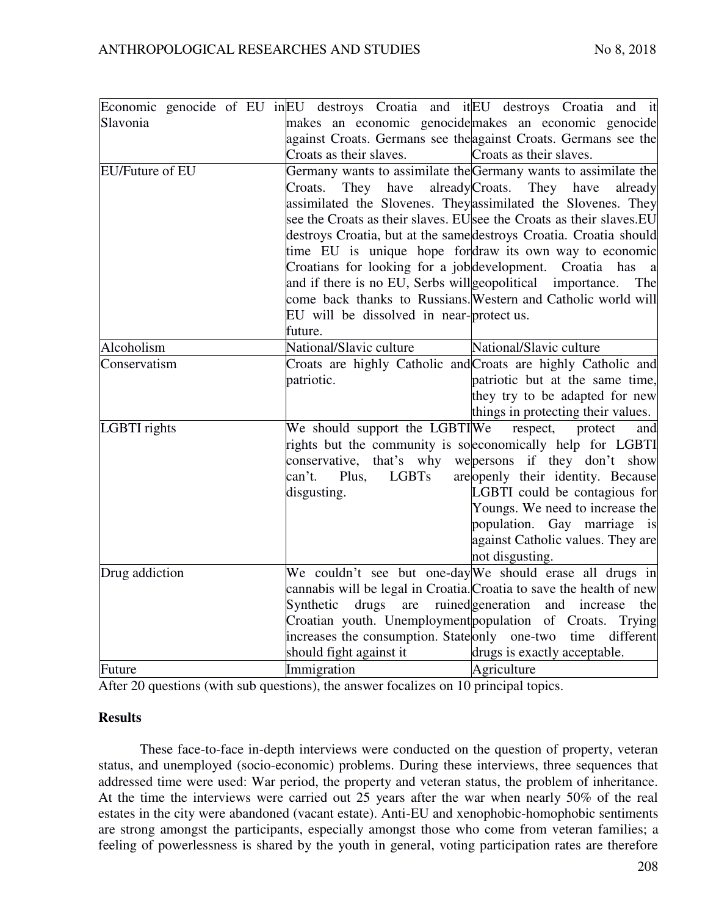| | | |
|---|---|---|
| Economic genocide of EU in Slavonia | EU destroys Croatia and it makes an economic genocide against Croats. Germans see the Croats as their slaves. | EU destroys Croatia and it makes an economic genocide against Croats. Germans see the Croats as their slaves. |
| EU/Future of EU | Germany wants to assimilate the Croats. They have already assimilated the Slovenes. They see the Croats as their slaves. EU destroys Croatia, but at the same time EU is unique hope for Croatians for looking for a job and if there is no EU, Serbs will come back thanks to Russians. EU will be dissolved in near-future. | Germany wants to assimilate the Croats. They have already assimilated the Slovenes. They see the Croats as their slaves.EU destroys Croatia. Croatia should draw its own way to economic development. Croatia has a geopolitical importance. The Western and Catholic world will protect us. |
| Alcoholism | National/Slavic culture | National/Slavic culture |
| Conservatism | Croats are highly Catholic and patriotic. | Croats are highly Catholic and patriotic but at the same time, they try to be adapted for new things in protecting their values. |
| LGBTI rights | We should support the LGBTI rights but the community is so conservative, that's why we can't. Plus, LGBTs are disgusting. | We respect, protect and economically help for LGBTI persons if they don't show openly their identity. Because LGBTI could be contagious for Youngs. We need to increase the population. Gay marriage is against Catholic values. They are not disgusting. |
| Drug addiction | We couldn't see but one-day cannabis will be legal in Croatia. Synthetic drugs are ruined Croatian youth. Unemployment increases the consumption. State should fight against it | We should erase all drugs in Croatia to save the health of new generation and increase the population of Croats. Trying only one-two time different drugs is exactly acceptable. |
| Future | Immigration | Agriculture |

After 20 questions (with sub questions), the answer focalizes on 10 principal topics.

**Results**

These face-to-face in-depth interviews were conducted on the question of property, veteran status, and unemployed (socio-economic) problems. During these interviews, three sequences that addressed time were used: War period, the property and veteran status, the problem of inheritance. At the time the interviews were carried out 25 years after the war when nearly 50% of the real estates in the city were abandoned (vacant estate). Anti-EU and xenophobic-homophobic sentiments are strong amongst the participants, especially amongst those who come from veteran families; a feeling of powerlessness is shared by the youth in general, voting participation rates are therefore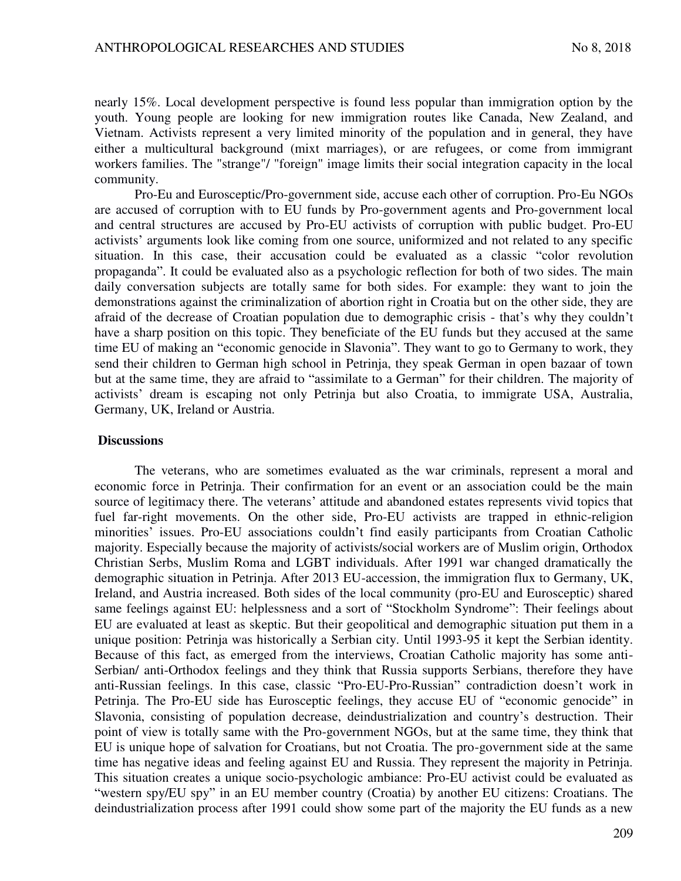nearly 15%. Local development perspective is found less popular than immigration option by the youth. Young people are looking for new immigration routes like Canada, New Zealand, and Vietnam. Activists represent a very limited minority of the population and in general, they have either a multicultural background (mixt marriages), or are refugees, or come from immigrant workers families. The "strange"/ "foreign" image limits their social integration capacity in the local community.

Pro-Eu and Eurosceptic/Pro-government side, accuse each other of corruption. Pro-Eu NGOs are accused of corruption with to EU funds by Pro-government agents and Pro-government local and central structures are accused by Pro-EU activists of corruption with public budget. Pro-EU activists' arguments look like coming from one source, uniformized and not related to any specific situation. In this case, their accusation could be evaluated as a classic "color revolution propaganda". It could be evaluated also as a psychologic reflection for both of two sides. The main daily conversation subjects are totally same for both sides. For example: they want to join the demonstrations against the criminalization of abortion right in Croatia but on the other side, they are afraid of the decrease of Croatian population due to demographic crisis - that's why they couldn't have a sharp position on this topic. They beneficiate of the EU funds but they accused at the same time EU of making an "economic genocide in Slavonia". They want to go to Germany to work, they send their children to German high school in Petrinja, they speak German in open bazaar of town but at the same time, they are afraid to "assimilate to a German" for their children. The majority of activists' dream is escaping not only Petrinja but also Croatia, to immigrate USA, Australia, Germany, UK, Ireland or Austria.

## Discussions

The veterans, who are sometimes evaluated as the war criminals, represent a moral and economic force in Petrinja. Their confirmation for an event or an association could be the main source of legitimacy there. The veterans' attitude and abandoned estates represents vivid topics that fuel far-right movements. On the other side, Pro-EU activists are trapped in ethnic-religion minorities' issues. Pro-EU associations couldn't find easily participants from Croatian Catholic majority. Especially because the majority of activists/social workers are of Muslim origin, Orthodox Christian Serbs, Muslim Roma and LGBT individuals. After 1991 war changed dramatically the demographic situation in Petrinja. After 2013 EU-accession, the immigration flux to Germany, UK, Ireland, and Austria increased. Both sides of the local community (pro-EU and Eurosceptic) shared same feelings against EU: helplessness and a sort of "Stockholm Syndrome": Their feelings about EU are evaluated at least as skeptic. But their geopolitical and demographic situation put them in a unique position: Petrinja was historically a Serbian city. Until 1993-95 it kept the Serbian identity. Because of this fact, as emerged from the interviews, Croatian Catholic majority has some anti-Serbian/ anti-Orthodox feelings and they think that Russia supports Serbians, therefore they have anti-Russian feelings. In this case, classic "Pro-EU-Pro-Russian" contradiction doesn't work in Petrinja. The Pro-EU side has Eurosceptic feelings, they accuse EU of "economic genocide" in Slavonia, consisting of population decrease, deindustrialization and country's destruction. Their point of view is totally same with the Pro-government NGOs, but at the same time, they think that EU is unique hope of salvation for Croatians, but not Croatia. The pro-government side at the same time has negative ideas and feeling against EU and Russia. They represent the majority in Petrinja. This situation creates a unique socio-psychologic ambiance: Pro-EU activist could be evaluated as "western spy/EU spy" in an EU member country (Croatia) by another EU citizens: Croatians. The deindustrialization process after 1991 could show some part of the majority the EU funds as a new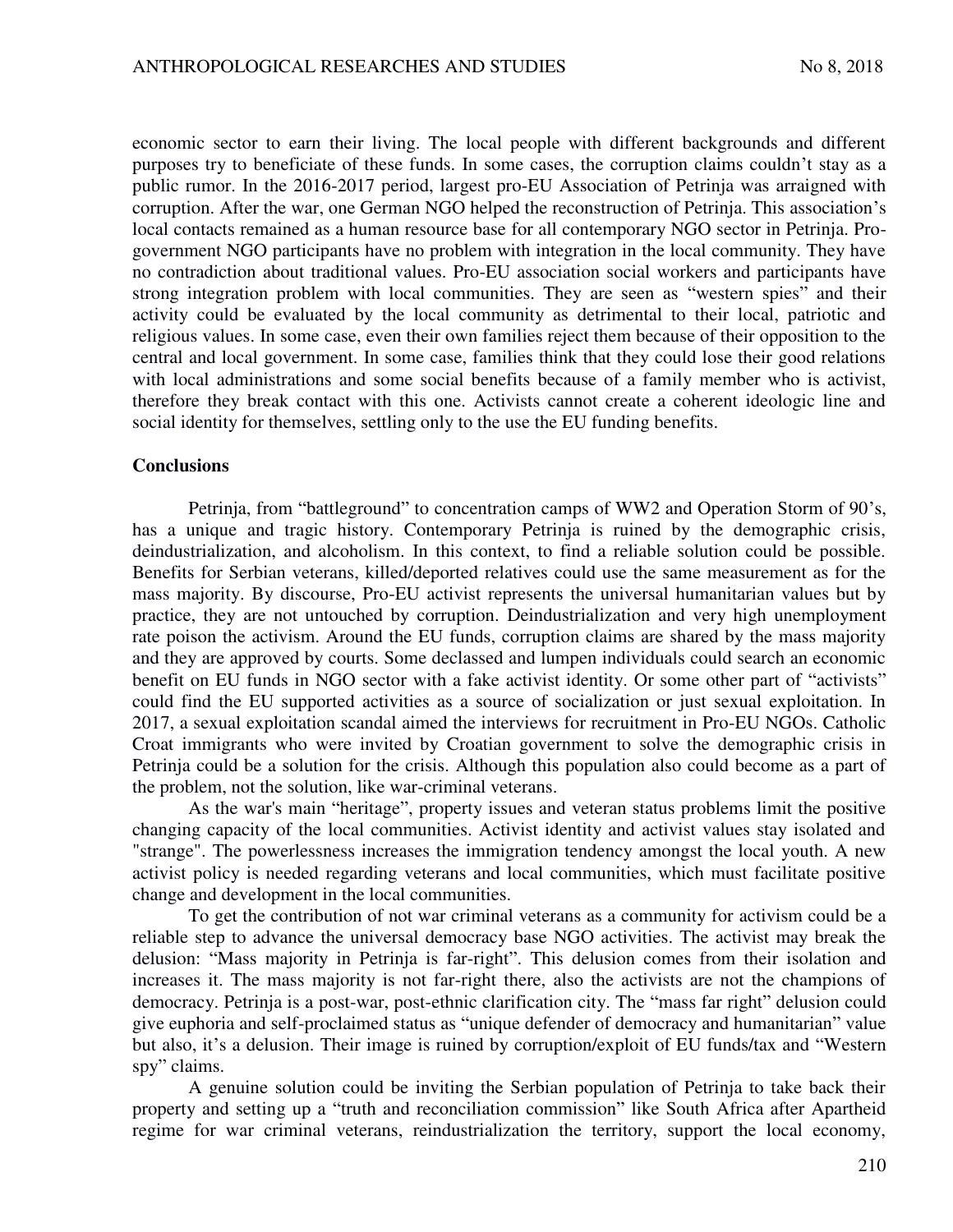economic sector to earn their living. The local people with different backgrounds and different purposes try to beneficiate of these funds. In some cases, the corruption claims couldn't stay as a public rumor. In the 2016-2017 period, largest pro-EU Association of Petrinja was arraigned with corruption. After the war, one German NGO helped the reconstruction of Petrinja. This association's local contacts remained as a human resource base for all contemporary NGO sector in Petrinja. Pro-government NGO participants have no problem with integration in the local community. They have no contradiction about traditional values. Pro-EU association social workers and participants have strong integration problem with local communities. They are seen as "western spies" and their activity could be evaluated by the local community as detrimental to their local, patriotic and religious values. In some case, even their own families reject them because of their opposition to the central and local government. In some case, families think that they could lose their good relations with local administrations and some social benefits because of a family member who is activist, therefore they break contact with this one. Activists cannot create a coherent ideologic line and social identity for themselves, settling only to the use the EU funding benefits.

## Conclusions

Petrinja, from "battleground" to concentration camps of WW2 and Operation Storm of 90's, has a unique and tragic history. Contemporary Petrinja is ruined by the demographic crisis, deindustrialization, and alcoholism. In this context, to find a reliable solution could be possible. Benefits for Serbian veterans, killed/deported relatives could use the same measurement as for the mass majority. By discourse, Pro-EU activist represents the universal humanitarian values but by practice, they are not untouched by corruption. Deindustrialization and very high unemployment rate poison the activism. Around the EU funds, corruption claims are shared by the mass majority and they are approved by courts. Some declassed and lumpen individuals could search an economic benefit on EU funds in NGO sector with a fake activist identity. Or some other part of "activists" could find the EU supported activities as a source of socialization or just sexual exploitation. In 2017, a sexual exploitation scandal aimed the interviews for recruitment in Pro-EU NGOs. Catholic Croat immigrants who were invited by Croatian government to solve the demographic crisis in Petrinja could be a solution for the crisis. Although this population also could become as a part of the problem, not the solution, like war-criminal veterans.

As the war's main "heritage", property issues and veteran status problems limit the positive changing capacity of the local communities. Activist identity and activist values stay isolated and "strange". The powerlessness increases the immigration tendency amongst the local youth. A new activist policy is needed regarding veterans and local communities, which must facilitate positive change and development in the local communities.

To get the contribution of not war criminal veterans as a community for activism could be a reliable step to advance the universal democracy base NGO activities. The activist may break the delusion: "Mass majority in Petrinja is far-right". This delusion comes from their isolation and increases it. The mass majority is not far-right there, also the activists are not the champions of democracy. Petrinja is a post-war, post-ethnic clarification city. The "mass far right" delusion could give euphoria and self-proclaimed status as "unique defender of democracy and humanitarian" value but also, it's a delusion. Their image is ruined by corruption/exploit of EU funds/tax and "Western spy" claims.

A genuine solution could be inviting the Serbian population of Petrinja to take back their property and setting up a "truth and reconciliation commission" like South Africa after Apartheid regime for war criminal veterans, reindustrialization the territory, support the local economy,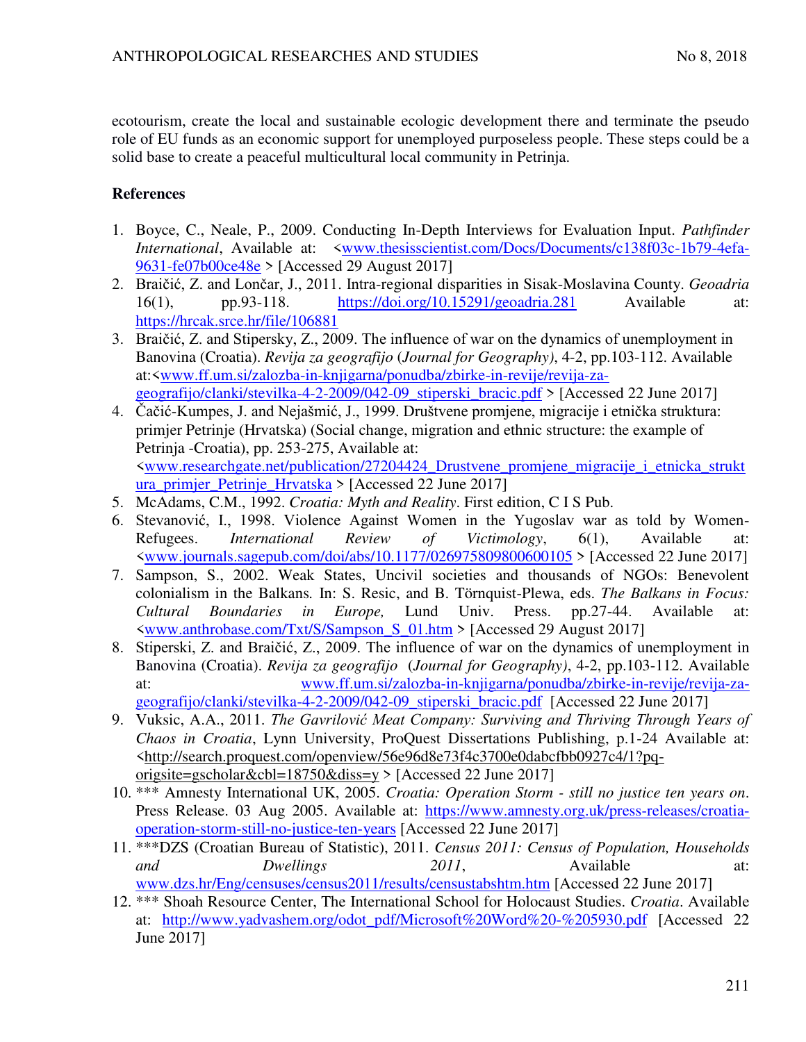ecotourism, create the local and sustainable ecologic development there and terminate the pseudo role of EU funds as an economic support for unemployed purposeless people. These steps could be a solid base to create a peaceful multicultural local community in Petrinja.

## References

1. Boyce, C., Neale, P., 2009. Conducting In-Depth Interviews for Evaluation Input. *Pathfinder International*, Available at: <www.thesisscientist.com/Docs/Documents/c138f03c-1b79-4efa-9631-fe07b00ce48e > [Accessed 29 August 2017]
2. Braičić, Z. and Lončar, J., 2011. Intra-regional disparities in Sisak-Moslavina County. *Geoadria* 16(1), pp.93-118. https://doi.org/10.15291/geoadria.281 Available at: https://hrcak.srce.hr/file/106881
3. Braičić, Z. and Stipersky, Z., 2009. The influence of war on the dynamics of unemployment in Banovina (Croatia). *Revija za geografijo* (*Journal for Geography)*, 4-2, pp.103-112. Available at:<www.ff.um.si/zalozba-in-knjigarna/ponudba/zbirke-in-revije/revija-za-geografijo/clanki/stevilka-4-2-2009/042-09_stiperski_bracic.pdf > [Accessed 22 June 2017]
4. Čačić-Kumpes, J. and Nejašmić, J., 1999. Društvene promjene, migracije i etnička struktura: primjer Petrinje (Hrvatska) (Social change, migration and ethnic structure: the example of Petrinja -Croatia), pp. 253-275, Available at: <www.researchgate.net/publication/27204424_Drustvene_promjene_migracije_i_etnicka_struktura_primjer_Petrinje_Hrvatska > [Accessed 22 June 2017]
5. McAdams, C.M., 1992. *Croatia: Myth and Reality*. First edition, C I S Pub.
6. Stevanović, I., 1998. Violence Against Women in the Yugoslav war as told by Women-Refugees. *International Review of Victimology*, 6(1), Available at: <www.journals.sagepub.com/doi/abs/10.1177/026975809800600105 > [Accessed 22 June 2017]
7. Sampson, S., 2002. Weak States, Uncivil societies and thousands of NGOs: Benevolent colonialism in the Balkans*.* In: S. Resic, and B. Törnquist-Plewa, eds. *The Balkans in Focus: Cultural Boundaries in Europe,* Lund Univ. Press. pp.27-44. Available at: <www.anthrobase.com/Txt/S/Sampson_S_01.htm > [Accessed 29 August 2017]
8. Stiperski, Z. and Braičić, Z., 2009. The influence of war on the dynamics of unemployment in Banovina (Croatia). *Revija za geografijo* (*Journal for Geography)*, 4-2, pp.103-112. Available at: www.ff.um.si/zalozba-in-knjigarna/ponudba/zbirke-in-revije/revija-za-geografijo/clanki/stevilka-4-2-2009/042-09_stiperski_bracic.pdf [Accessed 22 June 2017]
9. Vuksic, A.A., 2011. *The Gavrilović Meat Company: Surviving and Thriving Through Years of Chaos in Croatia*, Lynn University, ProQuest Dissertations Publishing, p.1-24 Available at: <http://search.proquest.com/openview/56e96d8e73f4c3700e0dabcfbb0927c4/1?pq-origsite=gscholar&cbl=18750&diss=y > [Accessed 22 June 2017]
10. *** Amnesty International UK, 2005. *Croatia: Operation Storm - still no justice ten years on*. Press Release. 03 Aug 2005. Available at: https://www.amnesty.org.uk/press-releases/croatia-operation-storm-still-no-justice-ten-years [Accessed 22 June 2017]
11. ***DZS (Croatian Bureau of Statistic), 2011. *Census 2011: Census of Population, Households and Dwellings 2011*, Available at: www.dzs.hr/Eng/censuses/census2011/results/censustabshtm.htm [Accessed 22 June 2017]
12. *** Shoah Resource Center, The International School for Holocaust Studies. *Croatia*. Available at: http://www.yadvashem.org/odot_pdf/Microsoft%20Word%20-%205930.pdf [Accessed 22 June 2017]